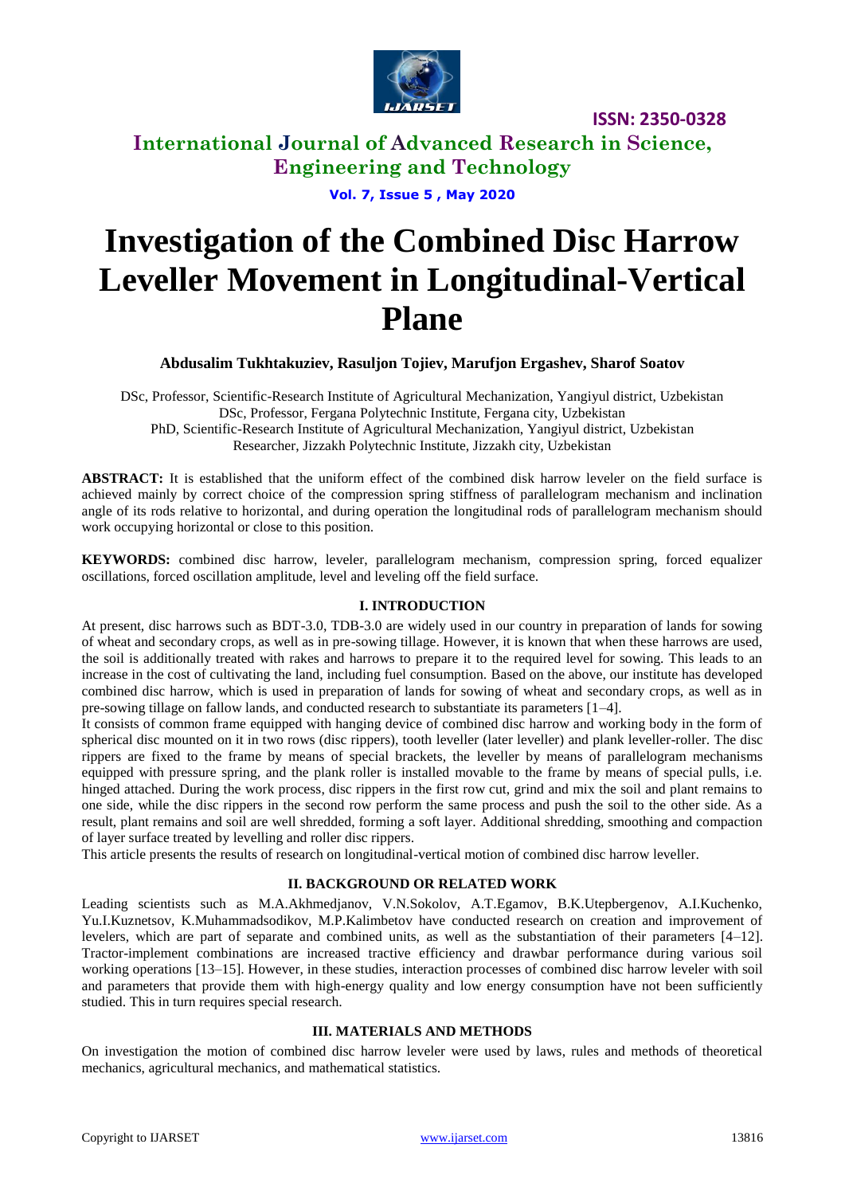# Investigation of the Combined Disc Harrow Leveller Movement in Longitudinal-Vertical Plane

**Abdusalim Tukhtakuziev, Rasuljon Tojiev, Marufjon Ergashev, Sharof Soatov**

DSc, Professor, Scientific-Research Institute of Agricultural Mechanization, Yangiyul district, Uzbekistan
DSc, Professor, Fergana Polytechnic Institute, Fergana city, Uzbekistan
PhD, Scientific-Research Institute of Agricultural Mechanization, Yangiyul district, Uzbekistan
Researcher, Jizzakh Polytechnic Institute, Jizzakh city, Uzbekistan

**ABSTRACT:** It is established that the uniform effect of the combined disk harrow leveler on the field surface is achieved mainly by correct choice of the compression spring stiffness of parallelogram mechanism and inclination angle of its rods relative to horizontal, and during operation the longitudinal rods of parallelogram mechanism should work occupying horizontal or close to this position.

**KEYWORDS:** combined disc harrow, leveler, parallelogram mechanism, compression spring, forced equalizer oscillations, forced oscillation amplitude, level and leveling off the field surface.

## I. INTRODUCTION

At present, disc harrows such as BDT-3.0, TDB-3.0 are widely used in our country in preparation of lands for sowing of wheat and secondary crops, as well as in pre-sowing tillage. However, it is known that when these harrows are used, the soil is additionally treated with rakes and harrows to prepare it to the required level for sowing. This leads to an increase in the cost of cultivating the land, including fuel consumption. Based on the above, our institute has developed combined disc harrow, which is used in preparation of lands for sowing of wheat and secondary crops, as well as in pre-sowing tillage on fallow lands, and conducted research to substantiate its parameters [1–4].

It consists of common frame equipped with hanging device of combined disc harrow and working body in the form of spherical disc mounted on it in two rows (disc rippers), tooth leveller (later leveller) and plank leveller-roller. The disc rippers are fixed to the frame by means of special brackets, the leveller by means of parallelogram mechanisms equipped with pressure spring, and the plank roller is installed movable to the frame by means of special pulls, i.e. hinged attached. During the work process, disc rippers in the first row cut, grind and mix the soil and plant remains to one side, while the disc rippers in the second row perform the same process and push the soil to the other side. As a result, plant remains and soil are well shredded, forming a soft layer. Additional shredding, smoothing and compaction of layer surface treated by levelling and roller disc rippers.

This article presents the results of research on longitudinal-vertical motion of combined disc harrow leveller.

## II. BACKGROUND OR RELATED WORK

Leading scientists such as M.A.Akhmedjanov, V.N.Sokolov, A.T.Egamov, B.K.Utepbergenov, A.I.Kuchenko, Yu.I.Kuznetsov, K.Muhammadsodikov, M.P.Kalimbetov have conducted research on creation and improvement of levelers, which are part of separate and combined units, as well as the substantiation of their parameters [4–12]. Tractor-implement combinations are increased tractive efficiency and drawbar performance during various soil working operations [13–15]. However, in these studies, interaction processes of combined disc harrow leveler with soil and parameters that provide them with high-energy quality and low energy consumption have not been sufficiently studied. This in turn requires special research.

## III. MATERIALS AND METHODS

On investigation the motion of combined disc harrow leveler were used by laws, rules and methods of theoretical mechanics, agricultural mechanics, and mathematical statistics.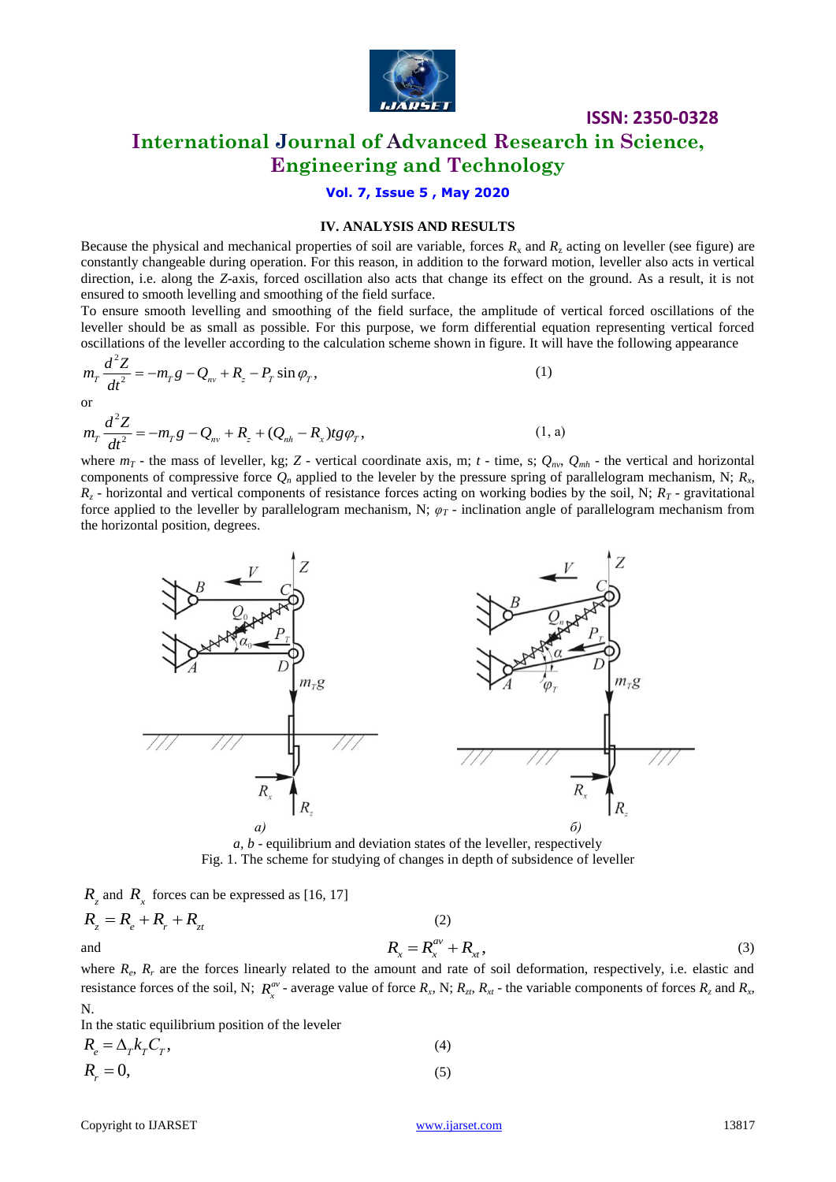## IV. ANALYSIS AND RESULTS

Because the physical and mechanical properties of soil are variable, forces $R_x$ and $R_z$ acting on leveller (see figure) are constantly changeable during operation. For this reason, in addition to the forward motion, leveller also acts in vertical direction, i.e. along the *Z*-axis, forced oscillation also acts that change its effect on the ground. As a result, it is not ensured to smooth levelling and smoothing of the field surface.

To ensure smooth levelling and smoothing of the field surface, the amplitude of vertical forced oscillations of the leveller should be as small as possible. For this purpose, we form differential equation representing vertical forced oscillations of the leveller according to the calculation scheme shown in figure. It will have the following appearance

$$m_T \frac{d^2Z}{dt^2} = -m_T g - Q_{nv} + R_z - P_T \sin\varphi_T, \tag{1}$$

or

$$m_T \frac{d^2Z}{dt^2} = -m_T g - Q_{nv} + R_z + (Q_{nh} - R_x) tg\varphi_T, \tag{1, a}$$

where $m_T$ - the mass of leveller, kg; $Z$ - vertical coordinate axis, m; $t$ - time, s; $Q_{nv}$, $Q_{mh}$ - the vertical and horizontal components of compressive force $Q_n$ applied to the leveler by the pressure spring of parallelogram mechanism, N; $R_x$, $R_z$ - horizontal and vertical components of resistance forces acting on working bodies by the soil, N; $R_T$ - gravitational force applied to the leveller by parallelogram mechanism, N; $\varphi_T$ - inclination angle of parallelogram mechanism from the horizontal position, degrees.

*a*, *b* - equilibrium and deviation states of the leveller, respectively

Fig. 1. The scheme for studying of changes in depth of subsidence of leveller

$R_z$ and $R_x$ forces can be expressed as [16, 17]

$$R_z = R_e + R_r + R_{zt} \tag{2}$$

and

$$R_x = R_x^{av} + R_{xt}, \tag{3}$$

where $R_e$, $R_r$ are the forces linearly related to the amount and rate of soil deformation, respectively, i.e. elastic and resistance forces of the soil, N; $R_x^{av}$ - average value of force $R_x$, N; $R_{zt}$, $R_{xt}$ - the variable components of forces $R_z$ and $R_x$, N.

In the static equilibrium position of the leveler

$$R_e = \Delta_T k_T C_T, \tag{4}$$

$$R_r = 0, \tag{5}$$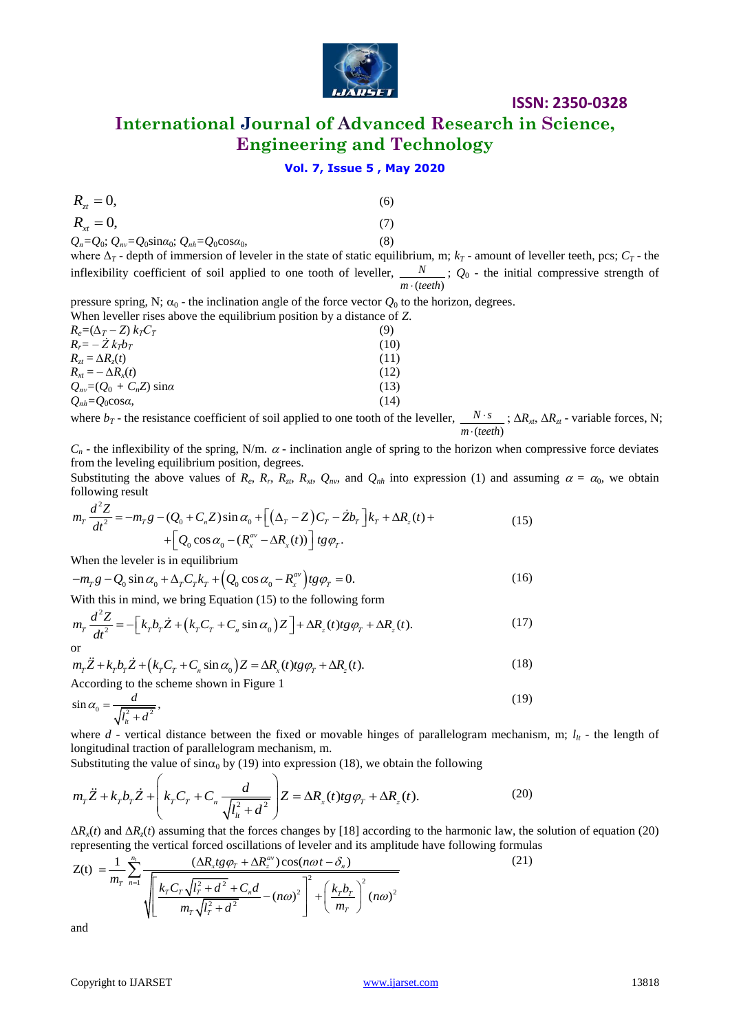$$R_{zt} = 0, \tag{6}$$

$$R_{xt} = 0, \tag{7}$$

$$Q_n=Q_0;\ Q_{nv}=Q_0\sin\alpha_0;\ Q_{nh}=Q_0\cos\alpha_0, \tag{8}$$

where $\Delta_T$ - depth of immersion of leveler in the state of static equilibrium, m; $k_T$ - amount of leveller teeth, pcs; $C_T$ - the inflexibility coefficient of soil applied to one tooth of leveller, $\frac{N}{m\cdot(teeth)}$; $Q_0$ - the initial compressive strength of pressure spring, N; $\alpha_0$ - the inclination angle of the force vector $Q_0$ to the horizon, degrees.

When leveller rises above the equilibrium position by a distance of $Z$.

$$R_e=(\Delta_T - Z)\,k_T C_T \tag{9}$$

$$R_r= -\dot{Z}\,k_T b_T \tag{10}$$

$$R_{zt} = \Delta R_z(t) \tag{11}$$

$$R_{xt} = -\Delta R_x(t) \tag{12}$$

$$Q_{nv}=(Q_0 + C_n Z)\sin\alpha \tag{13}$$

$$Q_{nh}=Q_0\cos\alpha, \tag{14}$$

where $b_T$ - the resistance coefficient of soil applied to one tooth of the leveller, $\frac{N\cdot s}{m\cdot(teeth)}$; $\Delta R_{xt}$, $\Delta R_{zt}$ - variable forces, N; $C_n$ - the inflexibility of the spring, N/m. $\alpha$ - inclination angle of spring to the horizon when compressive force deviates from the leveling equilibrium position, degrees.

Substituting the above values of $R_e$, $R_r$, $R_{zt}$, $R_{xt}$, $Q_{nv}$, and $Q_{nh}$ into expression (1) and assuming $\alpha = \alpha_0$, we obtain following result

$$m_T\frac{d^2Z}{dt^2} = -m_T g - (Q_0 + C_n Z)\sin\alpha_0 + \left[\left(\Delta_T - Z\right)C_T - \dot{Z}b_T\right]k_T + \Delta R_z(t) + \left[Q_0\cos\alpha_0 - (R_x^{av} - \Delta R_x(t))\right]tg\varphi_T. \tag{15}$$

When the leveler is in equilibrium

$$-m_T g - Q_0\sin\alpha_0 + \Delta_T C_T k_T + \left(Q_0\cos\alpha_0 - R_x^{av}\right)tg\varphi_T = 0. \tag{16}$$

With this in mind, we bring Equation (15) to the following form

$$m_T\frac{d^2Z}{dt^2} = -\left[k_T b_T\dot{Z} + \left(k_T C_T + C_n\sin\alpha_0\right)Z\right] + \Delta R_z(t)tg\varphi_T + \Delta R_z(t). \tag{17}$$

or

$$m_T\ddot{Z} + k_T b_T\dot{Z} + \left(k_T C_T + C_n\sin\alpha_0\right)Z = \Delta R_x(t)tg\varphi_T + \Delta R_z(t). \tag{18}$$

According to the scheme shown in Figure 1

$$\sin\alpha_0 = \frac{d}{\sqrt{l_{lt}^2 + d^2}}, \tag{19}$$

where $d$ - vertical distance between the fixed or movable hinges of parallelogram mechanism, m; $l_{lt}$ - the length of longitudinal traction of parallelogram mechanism, m.

Substituting the value of $\sin\alpha_0$ by (19) into expression (18), we obtain the following

$$m_T\ddot{Z} + k_T b_T\dot{Z} + \left(k_T C_T + C_n\frac{d}{\sqrt{l_{lt}^2 + d^2}}\right)Z = \Delta R_x(t)tg\varphi_T + \Delta R_z(t). \tag{20}$$

$\Delta R_x(t)$ and $\Delta R_z(t)$ assuming that the forces changes by [18] according to the harmonic law, the solution of equation (20) representing the vertical forced oscillations of leveler and its amplitude have following formulas

$$Z(t) = \frac{1}{m_T}\sum_{n=1}^{n_1}\frac{(\Delta R_x tg\varphi_T + \Delta R_z^{av})\cos(n\omega t - \delta_n)}{\sqrt{\left[\frac{k_T C_T\sqrt{l_T^2 + d^2} + C_n d}{m_T\sqrt{l_T^2 + d^2}} - (n\omega)^2\right]^2 + \left(\frac{k_T b_T}{m_T}\right)^2(n\omega)^2}} \tag{21}$$

and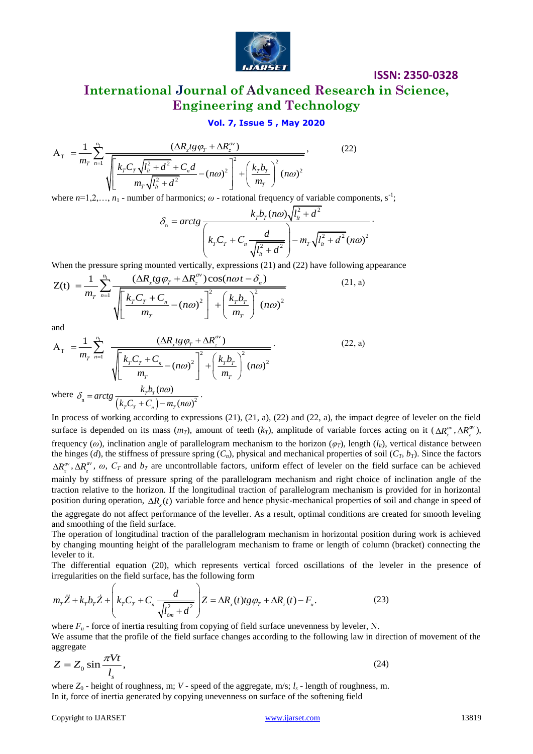$$\mathrm{A_T} = \frac{1}{m_T}\sum_{n=1}^{n_1} \frac{(\Delta R_x tg\varphi_T + \Delta R_z^{av})}{\sqrt{\left[\dfrac{k_T C_T \sqrt{l_{lt}^2 + d^2} + C_n d}{m_T \sqrt{l_{lt}^2 + d^2}} - (n\omega)^2\right]^2 + \left(\dfrac{k_T b_T}{m_T}\right)^2 (n\omega)^2}}, \qquad (22)$$

where $n$=1,2,…, $n_1$ - number of harmonics; $\omega$ - rotational frequency of variable components, $s^{-1}$;

$$\delta_n = arctg \frac{k_T b_T (n\omega)\sqrt{l_{lt}^2 + d^2}}{\left(k_T C_T + C_n \dfrac{d}{\sqrt{l_{lt}^2 + d^2}}\right) - m_T \sqrt{l_{lt}^2 + d^2}(n\omega)^2}.$$

When the pressure spring mounted vertically, expressions (21) and (22) have following appearance

$$\mathrm{Z(t)} = \frac{1}{m_T}\sum_{n=1}^{n_1} \frac{(\Delta R_x tg\varphi_T + \Delta R_z^{av})\cos(n\omega t - \delta_n)}{\sqrt{\left[\dfrac{k_T C_T + C_n}{m_T} - (n\omega)^2\right]^2 + \left(\dfrac{k_T b_T}{m_T}\right)^2 (n\omega)^2}} \qquad (21, a)$$

and

$$\mathrm{A_T} = \frac{1}{m_T}\sum_{n=1}^{n_1} \frac{(\Delta R_x tg\varphi_T + \Delta R_z^{av})}{\sqrt{\left[\dfrac{k_T C_T + C_n}{m_T} - (n\omega)^2\right]^2 + \left(\dfrac{k_T b_T}{m_T}\right)^2 (n\omega)^2}}. \qquad (22, a)$$

where $\delta_n = arctg \dfrac{k_T b_T (n\omega)}{\left(k_T C_T + C_n\right) - m_T (n\omega)^2}$.

In process of working according to expressions (21), (21, a), (22) and (22, a), the impact degree of leveler on the field surface is depended on its mass ($m_T$), amount of teeth ($k_T$), amplitude of variable forces acting on it ($\Delta R_x^{av}, \Delta R_z^{av}$), frequency ($\omega$), inclination angle of parallelogram mechanism to the horizon ($\varphi_T$), length ($l_{lt}$), vertical distance between the hinges ($d$), the stiffness of pressure spring ($C_n$), physical and mechanical properties of soil ($C_T$, $b_T$). Since the factors $\Delta R_x^{av}, \Delta R_z^{av}$, $\omega$, $C_T$ and $b_T$ are uncontrollable factors, uniform effect of leveler on the field surface can be achieved mainly by stiffness of pressure spring of the parallelogram mechanism and right choice of inclination angle of the traction relative to the horizon. If the longitudinal traction of parallelogram mechanism is provided for in horizontal position during operation, $\Delta R_x(t)$ variable force and hence physic-mechanical properties of soil and change in speed of the aggregate do not affect performance of the leveller. As a result, optimal conditions are created for smooth leveling and smoothing of the field surface.

The operation of longitudinal traction of the parallelogram mechanism in horizontal position during work is achieved by changing mounting height of the parallelogram mechanism to frame or length of column (bracket) connecting the leveler to it.

The differential equation (20), which represents vertical forced oscillations of the leveler in the presence of irregularities on the field surface, has the following form

$$m_T \ddot{Z} + k_T b_T \dot{Z} + \left(k_T C_T + C_n \frac{d}{\sqrt{l_{бm}^2 + d^2}}\right) Z = \Delta R_x(t) tg\varphi_T + \Delta R_z(t) - F_u. \qquad (23)$$

where $F_u$ - force of inertia resulting from copying of field surface unevenness by leveler, N.

We assume that the profile of the field surface changes according to the following law in direction of movement of the aggregate

$$Z = Z_0 \sin\frac{\pi V t}{l_s}, \qquad (24)$$

where $Z_0$ - height of roughness, m; $V$ - speed of the aggregate, m/s; $l_s$ - length of roughness, m.

In it, force of inertia generated by copying unevenness on surface of the softening field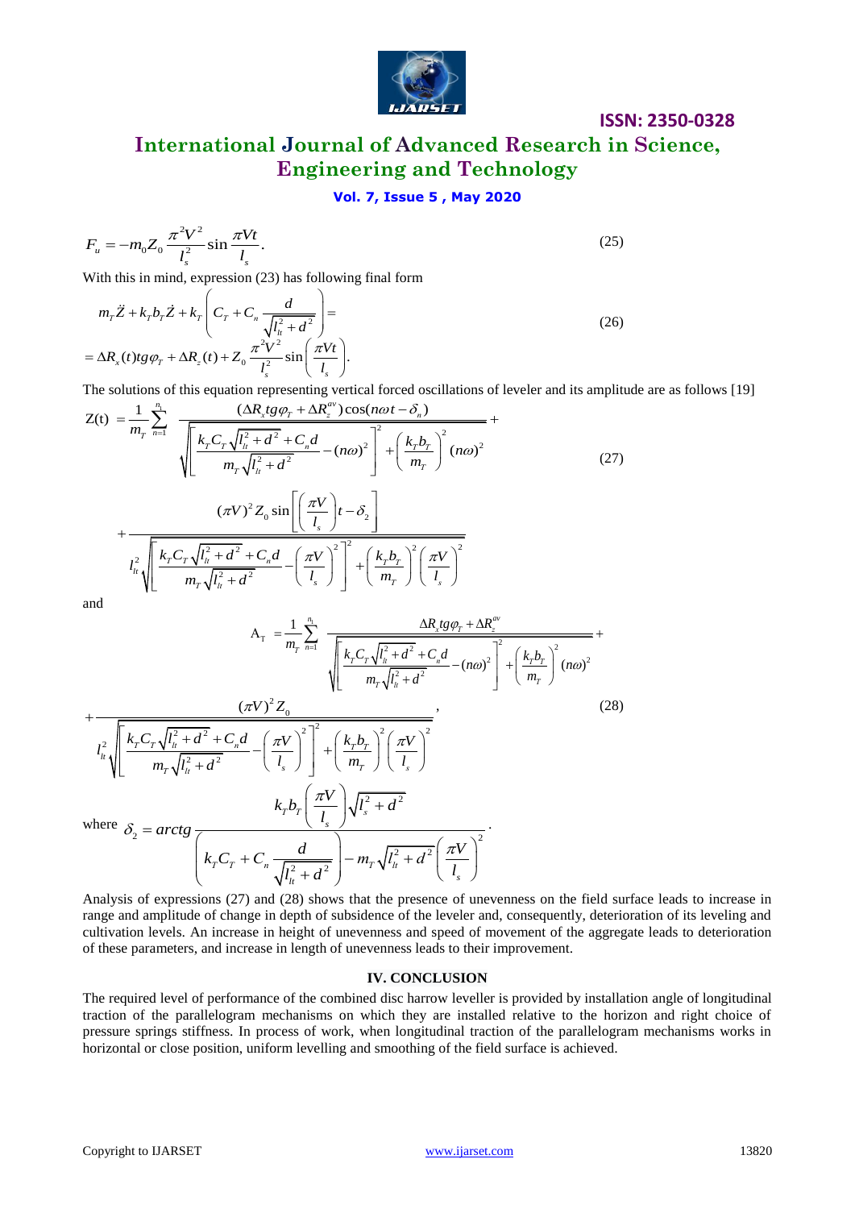$$F_u = -m_0 Z_0 \frac{\pi^2 V^2}{l_s^2} \sin \frac{\pi V t}{l_s}. \tag{25}$$

With this in mind, expression (23) has following final form

$$m_T \ddot{Z} + k_T b_T \dot{Z} + k_T \left( C_T + C_n \frac{d}{\sqrt{l_{lt}^2 + d^2}} \right) = \\ = \Delta R_x(t) tg\varphi_T + \Delta R_z(t) + Z_0 \frac{\pi^2 V^2}{l_s^2} \sin\left( \frac{\pi V t}{l_s} \right). \tag{26}$$

The solutions of this equation representing vertical forced oscillations of leveler and its amplitude are as follows [19]

$$Z(t) = \frac{1}{m_T} \sum_{n=1}^{n_1} \frac{(\Delta R_x tg\varphi_T + \Delta R_z^{av}) \cos(n\omega t - \delta_n)}{\sqrt{\left[ \frac{k_T C_T \sqrt{l_{lt}^2 + d^2} + C_n d}{m_T \sqrt{l_{lt}^2 + d^2}} - (n\omega)^2 \right]^2 + \left( \frac{k_T b_T}{m_T} \right)^2 (n\omega)^2}} + \\ + \frac{(\pi V)^2 Z_0 \sin\left[ \left( \frac{\pi V}{l_s} \right) t - \delta_2 \right]}{l_{lt}^2 \sqrt{\left[ \frac{k_T C_T \sqrt{l_{lt}^2 + d^2} + C_n d}{m_T \sqrt{l_{lt}^2 + d^2}} - \left( \frac{\pi V}{l_s} \right)^2 \right]^2 + \left( \frac{k_T b_T}{m_T} \right)^2 \left( \frac{\pi V}{l_s} \right)^2}} \tag{27}$$

and

$$A_T = \frac{1}{m_T} \sum_{n=1}^{n_1} \frac{\Delta R_x tg\varphi_T + \Delta R_z^{av}}{\sqrt{\left[ \frac{k_T C_T \sqrt{l_{lt}^2 + d^2} + C_n d}{m_T \sqrt{l_{lt}^2 + d^2}} - (n\omega)^2 \right]^2 + \left( \frac{k_T b_T}{m_T} \right)^2 (n\omega)^2}} + \\ + \frac{(\pi V)^2 Z_0}{l_{lt}^2 \sqrt{\left[ \frac{k_T C_T \sqrt{l_{lt}^2 + d^2} + C_n d}{m_T \sqrt{l_{lt}^2 + d^2}} - \left( \frac{\pi V}{l_s} \right)^2 \right]^2 + \left( \frac{k_T b_T}{m_T} \right)^2 \left( \frac{\pi V}{l_s} \right)^2}}, \tag{28}$$

where $\delta_2 = arctg \dfrac{k_T b_T \left( \frac{\pi V}{l_s} \right) \sqrt{l_s^2 + d^2}}{\left( k_T C_T + C_n \frac{d}{\sqrt{l_{lt}^2 + d^2}} \right) - m_T \sqrt{l_{lt}^2 + d^2} \left( \frac{\pi V}{l_s} \right)^2}.$

Analysis of expressions (27) and (28) shows that the presence of unevenness on the field surface leads to increase in range and amplitude of change in depth of subsidence of the leveler and, consequently, deterioration of its leveling and cultivation levels. An increase in height of unevenness and speed of movement of the aggregate leads to deterioration of these parameters, and increase in length of unevenness leads to their improvement.

## IV. CONCLUSION

The required level of performance of the combined disc harrow leveller is provided by installation angle of longitudinal traction of the parallelogram mechanisms on which they are installed relative to the horizon and right choice of pressure springs stiffness. In process of work, when longitudinal traction of the parallelogram mechanisms works in horizontal or close position, uniform levelling and smoothing of the field surface is achieved.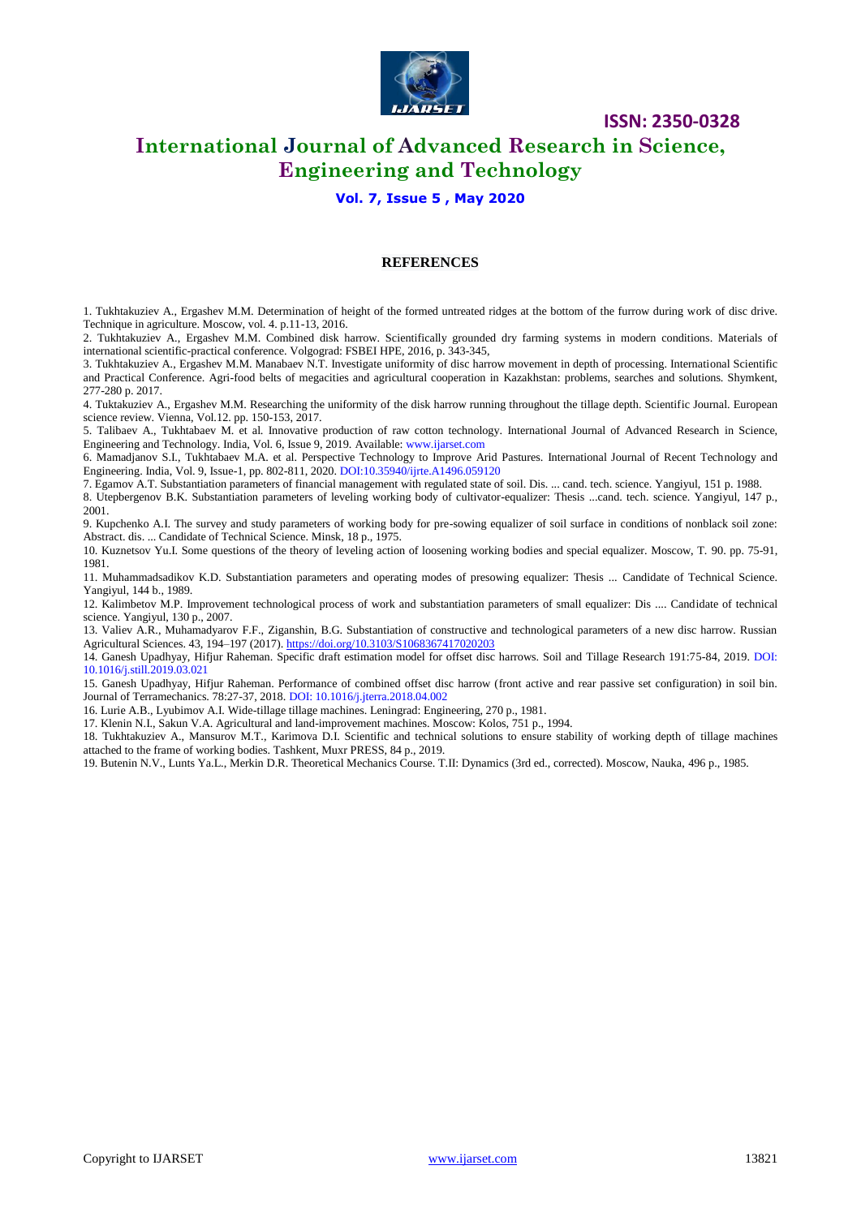## REFERENCES

1. Tukhtakuziev A., Ergashev M.M. Determination of height of the formed untreated ridges at the bottom of the furrow during work of disc drive. Technique in agriculture. Moscow, vol. 4. p.11-13, 2016.
2. Tukhtakuziev A., Ergashev M.M. Combined disk harrow. Scientifically grounded dry farming systems in modern conditions. Materials of international scientific-practical conference. Volgograd: FSBEI HPE, 2016, p. 343-345,
3. Tukhtakuziev A., Ergashev M.M. Manabaev N.T. Investigate uniformity of disc harrow movement in depth of processing. International Scientific and Practical Conference. Agri-food belts of megacities and agricultural cooperation in Kazakhstan: problems, searches and solutions. Shymkent, 277-280 p. 2017.
4. Tuktakuziev A., Ergashev M.M. Researching the uniformity of the disk harrow running throughout the tillage depth. Scientific Journal. European science review. Vienna, Vol.12. pp. 150-153, 2017.
5. Talibaev A., Tukhtabaev M. et al. Innovative production of raw cotton technology. International Journal of Advanced Research in Science, Engineering and Technology. India, Vol. 6, Issue 9, 2019. Available: www.ijarset.com
6. Mamadjanov S.I., Tukhtabaev M.A. et al. Perspective Technology to Improve Arid Pastures. International Journal of Recent Technology and Engineering. India, Vol. 9, Issue-1, pp. 802-811, 2020. DOI:10.35940/ijrte.A1496.059120
7. Egamov A.T. Substantiation parameters of financial management with regulated state of soil. Dis. ... cand. tech. science. Yangiyul, 151 p. 1988.
8. Utepbergenov B.K. Substantiation parameters of leveling working body of cultivator-equalizer: Thesis ...cand. tech. science. Yangiyul, 147 p., 2001.
9. Kupchenko A.I. The survey and study parameters of working body for pre-sowing equalizer of soil surface in conditions of nonblack soil zone: Abstract. dis. ... Candidate of Technical Science. Minsk, 18 p., 1975.
10. Kuznetsov Yu.I. Some questions of the theory of leveling action of loosening working bodies and special equalizer. Moscow, T. 90. pp. 75-91, 1981.
11. Muhammadsadikov K.D. Substantiation parameters and operating modes of presowing equalizer: Thesis ... Candidate of Technical Science. Yangiyul, 144 b., 1989.
12. Kalimbetov M.P. Improvement technological process of work and substantiation parameters of small equalizer: Dis .... Candidate of technical science. Yangiyul, 130 p., 2007.
13. Valiev A.R., Muhamadyarov F.F., Ziganshin, B.G. Substantiation of constructive and technological parameters of a new disc harrow. Russian Agricultural Sciences. 43, 194–197 (2017). https://doi.org/10.3103/S1068367417020203
14. Ganesh Upadhyay, Hifjur Raheman. Specific draft estimation model for offset disc harrows. Soil and Tillage Research 191:75-84, 2019. DOI: 10.1016/j.still.2019.03.021
15. Ganesh Upadhyay, Hifjur Raheman. Performance of combined offset disc harrow (front active and rear passive set configuration) in soil bin. Journal of Terramechanics. 78:27-37, 2018. DOI: 10.1016/j.jterra.2018.04.002
16. Lurie A.B., Lyubimov A.I. Wide-tillage tillage machines. Leningrad: Engineering, 270 p., 1981.
17. Klenin N.I., Sakun V.A. Agricultural and land-improvement machines. Moscow: Kolos, 751 p., 1994.
18. Tukhtakuziev A., Mansurov M.T., Karimova D.I. Scientific and technical solutions to ensure stability of working depth of tillage machines attached to the frame of working bodies. Tashkent, Muxr PRESS, 84 p., 2019.
19. Butenin N.V., Lunts Ya.L., Merkin D.R. Theoretical Mechanics Course. T.II: Dynamics (3rd ed., corrected). Moscow, Nauka, 496 p., 1985.